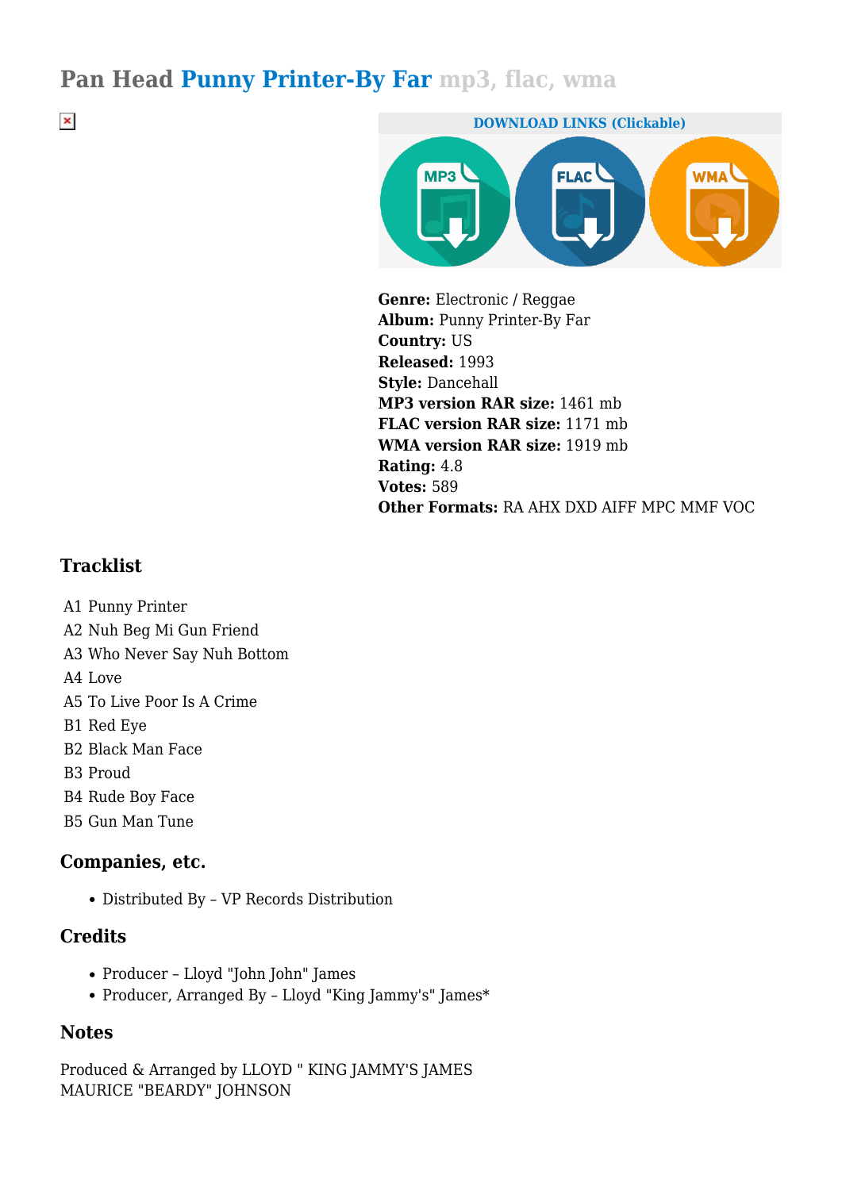# Pan Head Punny Printer-By Far mp3, flac, wma

DOWNLOAD LINKS (Clickable)

**Genre:** Electronic / Reggae
**Album:** Punny Printer-By Far
**Country:** US
**Released:** 1993
**Style:** Dancehall
**MP3 version RAR size:** 1461 mb
**FLAC version RAR size:** 1171 mb
**WMA version RAR size:** 1919 mb
**Rating:** 4.8
**Votes:** 589
**Other Formats:** RA AHX DXD AIFF MPC MMF VOC

## Tracklist

A1 Punny Printer
A2 Nuh Beg Mi Gun Friend
A3 Who Never Say Nuh Bottom
A4 Love
A5 To Live Poor Is A Crime
B1 Red Eye
B2 Black Man Face
B3 Proud
B4 Rude Boy Face
B5 Gun Man Tune

## Companies, etc.

- Distributed By – VP Records Distribution

## Credits

- Producer – Lloyd "John John" James
- Producer, Arranged By – Lloyd "King Jammy's" James*

## Notes

Produced & Arranged by LLOYD " KING JAMMY'S JAMES
MAURICE "BEARDY" JOHNSON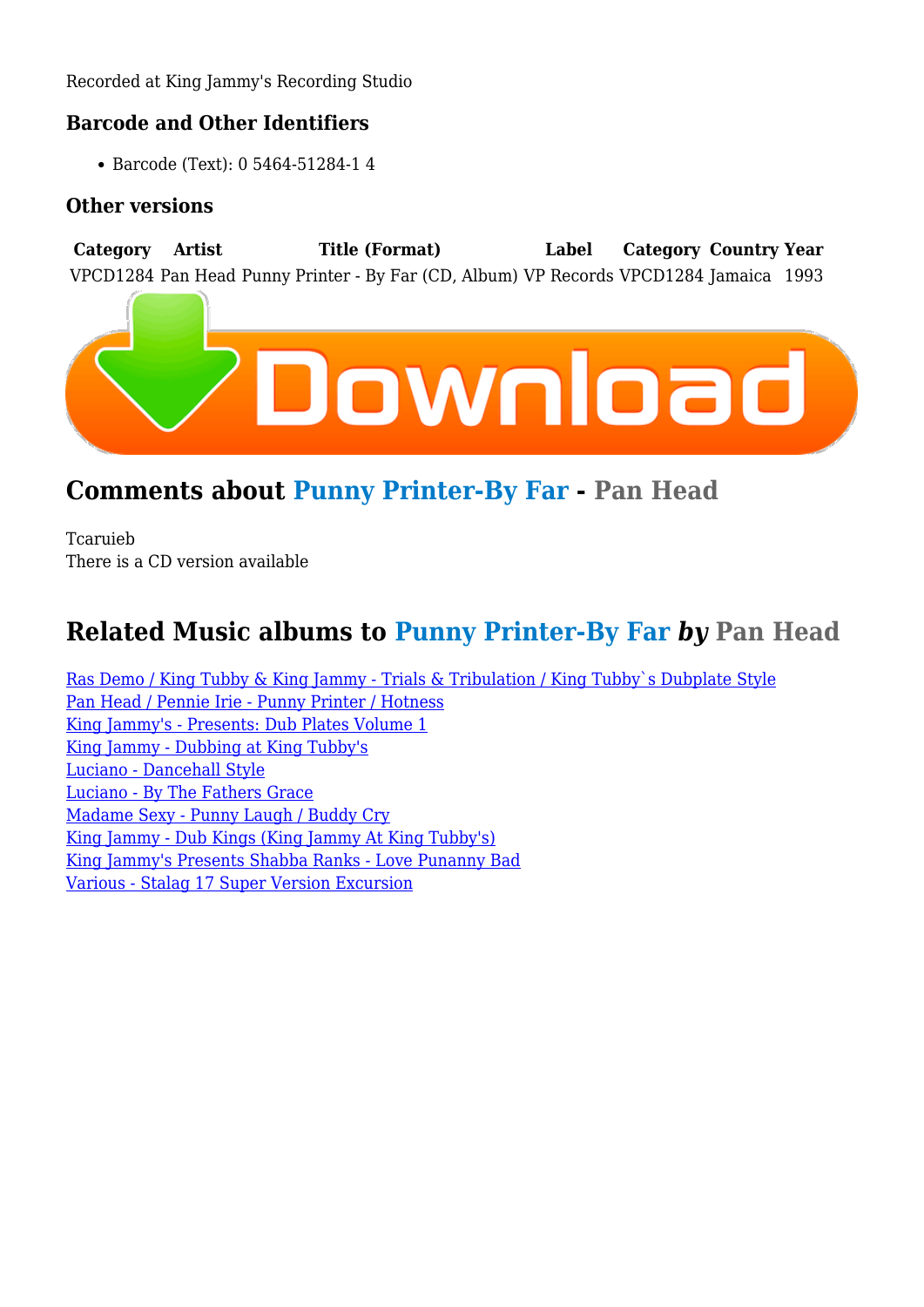Recorded at King Jammy's Recording Studio

### Barcode and Other Identifiers

- Barcode (Text): 0 5464-51284-1 4

### Other versions

| Category | Artist | Title (Format) | Label | Category | Country | Year |
|---|---|---|---|---|---|---|
| VPCD1284 | Pan Head | Punny Printer - By Far (CD, Album) | VP Records | VPCD1284 | Jamaica | 1993 |

## Comments about Punny Printer-By Far - Pan Head

Tcaruieb
There is a CD version available

## Related Music albums to Punny Printer-By Far *by* Pan Head

[Ras Demo / King Tubby & King Jammy - Trials & Tribulation / King Tubby`s Dubplate Style]
[Pan Head / Pennie Irie - Punny Printer / Hotness]
[King Jammy's - Presents: Dub Plates Volume 1]
[King Jammy - Dubbing at King Tubby's]
[Luciano - Dancehall Style]
[Luciano - By The Fathers Grace]
[Madame Sexy - Punny Laugh / Buddy Cry]
[King Jammy - Dub Kings (King Jammy At King Tubby's)]
[King Jammy's Presents Shabba Ranks - Love Punanny Bad]
[Various - Stalag 17 Super Version Excursion]